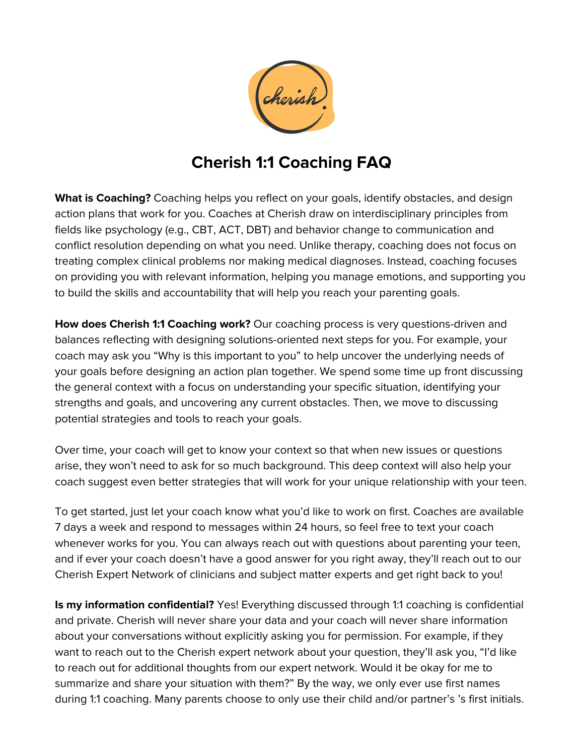# Cherish 1:1 Coaching FAQ

**What is Coaching?** Coaching helps you reflect on your goals, identify obstacles, and design action plans that work for you. Coaches at Cherish draw on interdisciplinary principles from fields like psychology (e.g., CBT, ACT, DBT) and behavior change to communication and conflict resolution depending on what you need. Unlike therapy, coaching does not focus on treating complex clinical problems nor making medical diagnoses. Instead, coaching focuses on providing you with relevant information, helping you manage emotions, and supporting you to build the skills and accountability that will help you reach your parenting goals.

**How does Cherish 1:1 Coaching work?** Our coaching process is very questions-driven and balances reflecting with designing solutions-oriented next steps for you. For example, your coach may ask you "Why is this important to you" to help uncover the underlying needs of your goals before designing an action plan together. We spend some time up front discussing the general context with a focus on understanding your specific situation, identifying your strengths and goals, and uncovering any current obstacles. Then, we move to discussing potential strategies and tools to reach your goals.

Over time, your coach will get to know your context so that when new issues or questions arise, they won't need to ask for so much background. This deep context will also help your coach suggest even better strategies that will work for your unique relationship with your teen.

To get started, just let your coach know what you'd like to work on first. Coaches are available 7 days a week and respond to messages within 24 hours, so feel free to text your coach whenever works for you. You can always reach out with questions about parenting your teen, and if ever your coach doesn't have a good answer for you right away, they'll reach out to our Cherish Expert Network of clinicians and subject matter experts and get right back to you!

**Is my information confidential?** Yes! Everything discussed through 1:1 coaching is confidential and private. Cherish will never share your data and your coach will never share information about your conversations without explicitly asking you for permission. For example, if they want to reach out to the Cherish expert network about your question, they'll ask you, "I'd like to reach out for additional thoughts from our expert network. Would it be okay for me to summarize and share your situation with them?" By the way, we only ever use first names during 1:1 coaching. Many parents choose to only use their child and/or partner's 's first initials.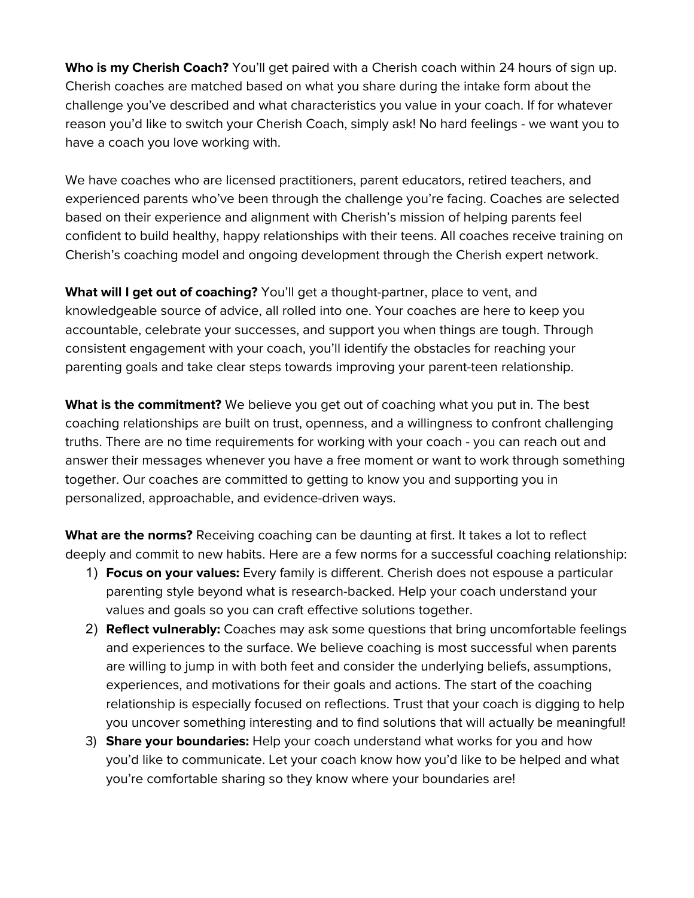**Who is my Cherish Coach?** You'll get paired with a Cherish coach within 24 hours of sign up. Cherish coaches are matched based on what you share during the intake form about the challenge you've described and what characteristics you value in your coach. If for whatever reason you'd like to switch your Cherish Coach, simply ask! No hard feelings - we want you to have a coach you love working with.

We have coaches who are licensed practitioners, parent educators, retired teachers, and experienced parents who've been through the challenge you're facing. Coaches are selected based on their experience and alignment with Cherish's mission of helping parents feel confident to build healthy, happy relationships with their teens. All coaches receive training on Cherish's coaching model and ongoing development through the Cherish expert network.

**What will I get out of coaching?** You'll get a thought-partner, place to vent, and knowledgeable source of advice, all rolled into one. Your coaches are here to keep you accountable, celebrate your successes, and support you when things are tough. Through consistent engagement with your coach, you'll identify the obstacles for reaching your parenting goals and take clear steps towards improving your parent-teen relationship.

**What is the commitment?** We believe you get out of coaching what you put in. The best coaching relationships are built on trust, openness, and a willingness to confront challenging truths. There are no time requirements for working with your coach - you can reach out and answer their messages whenever you have a free moment or want to work through something together. Our coaches are committed to getting to know you and supporting you in personalized, approachable, and evidence-driven ways.

**What are the norms?** Receiving coaching can be daunting at first. It takes a lot to reflect deeply and commit to new habits. Here are a few norms for a successful coaching relationship:

1) **Focus on your values:** Every family is different. Cherish does not espouse a particular parenting style beyond what is research-backed. Help your coach understand your values and goals so you can craft effective solutions together.
2) **Reflect vulnerably:** Coaches may ask some questions that bring uncomfortable feelings and experiences to the surface. We believe coaching is most successful when parents are willing to jump in with both feet and consider the underlying beliefs, assumptions, experiences, and motivations for their goals and actions. The start of the coaching relationship is especially focused on reflections. Trust that your coach is digging to help you uncover something interesting and to find solutions that will actually be meaningful!
3) **Share your boundaries:** Help your coach understand what works for you and how you'd like to communicate. Let your coach know how you'd like to be helped and what you're comfortable sharing so they know where your boundaries are!